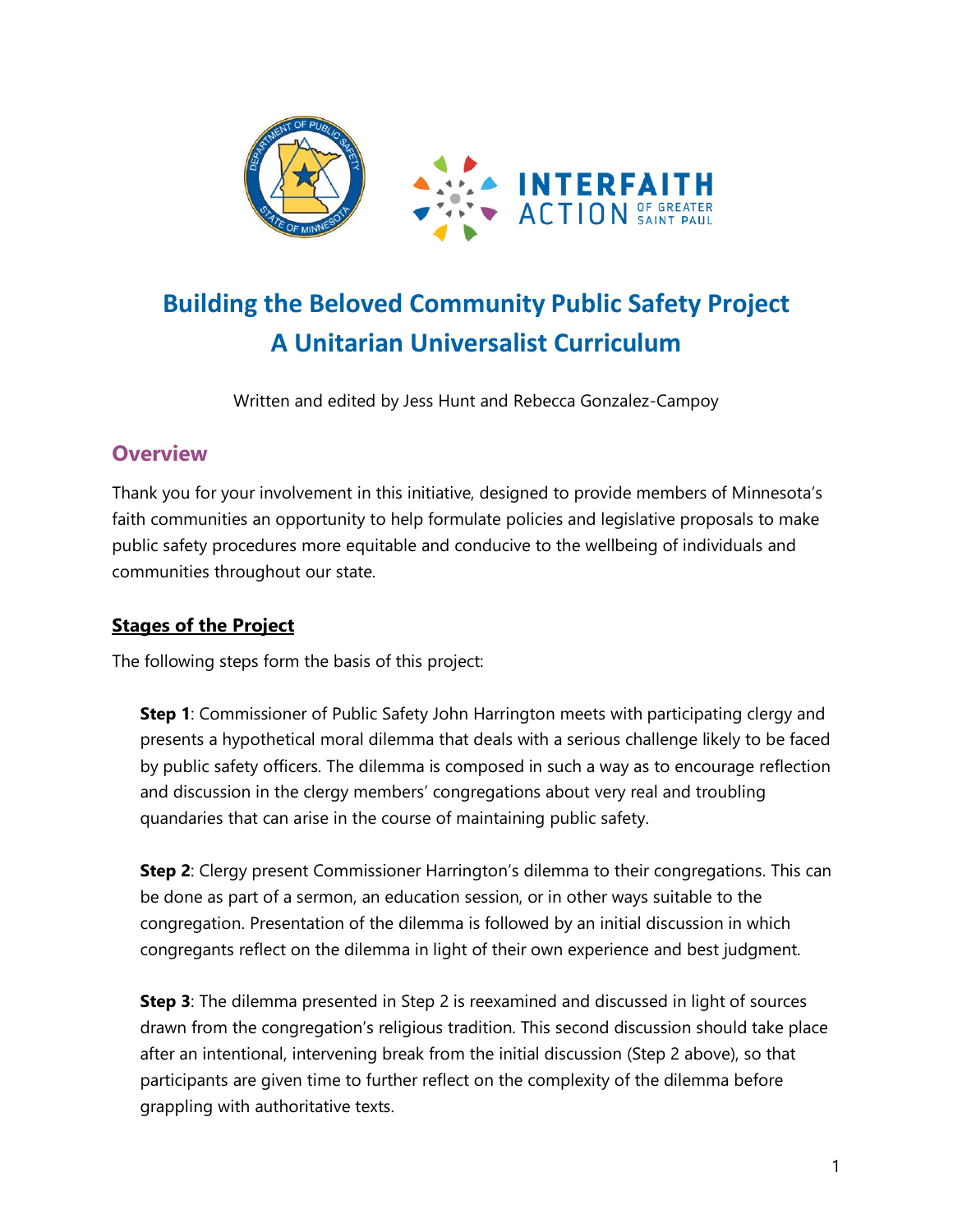# Building the Beloved Community Public Safety Project
# A Unitarian Universalist Curriculum

Written and edited by Jess Hunt and Rebecca Gonzalez-Campoy

## Overview

Thank you for your involvement in this initiative, designed to provide members of Minnesota's faith communities an opportunity to help formulate policies and legislative proposals to make public safety procedures more equitable and conducive to the wellbeing of individuals and communities throughout our state.

### Stages of the Project

The following steps form the basis of this project:

**Step 1**: Commissioner of Public Safety John Harrington meets with participating clergy and presents a hypothetical moral dilemma that deals with a serious challenge likely to be faced by public safety officers. The dilemma is composed in such a way as to encourage reflection and discussion in the clergy members' congregations about very real and troubling quandaries that can arise in the course of maintaining public safety.

**Step 2**: Clergy present Commissioner Harrington's dilemma to their congregations. This can be done as part of a sermon, an education session, or in other ways suitable to the congregation. Presentation of the dilemma is followed by an initial discussion in which congregants reflect on the dilemma in light of their own experience and best judgment.

**Step 3**: The dilemma presented in Step 2 is reexamined and discussed in light of sources drawn from the congregation's religious tradition. This second discussion should take place after an intentional, intervening break from the initial discussion (Step 2 above), so that participants are given time to further reflect on the complexity of the dilemma before grappling with authoritative texts.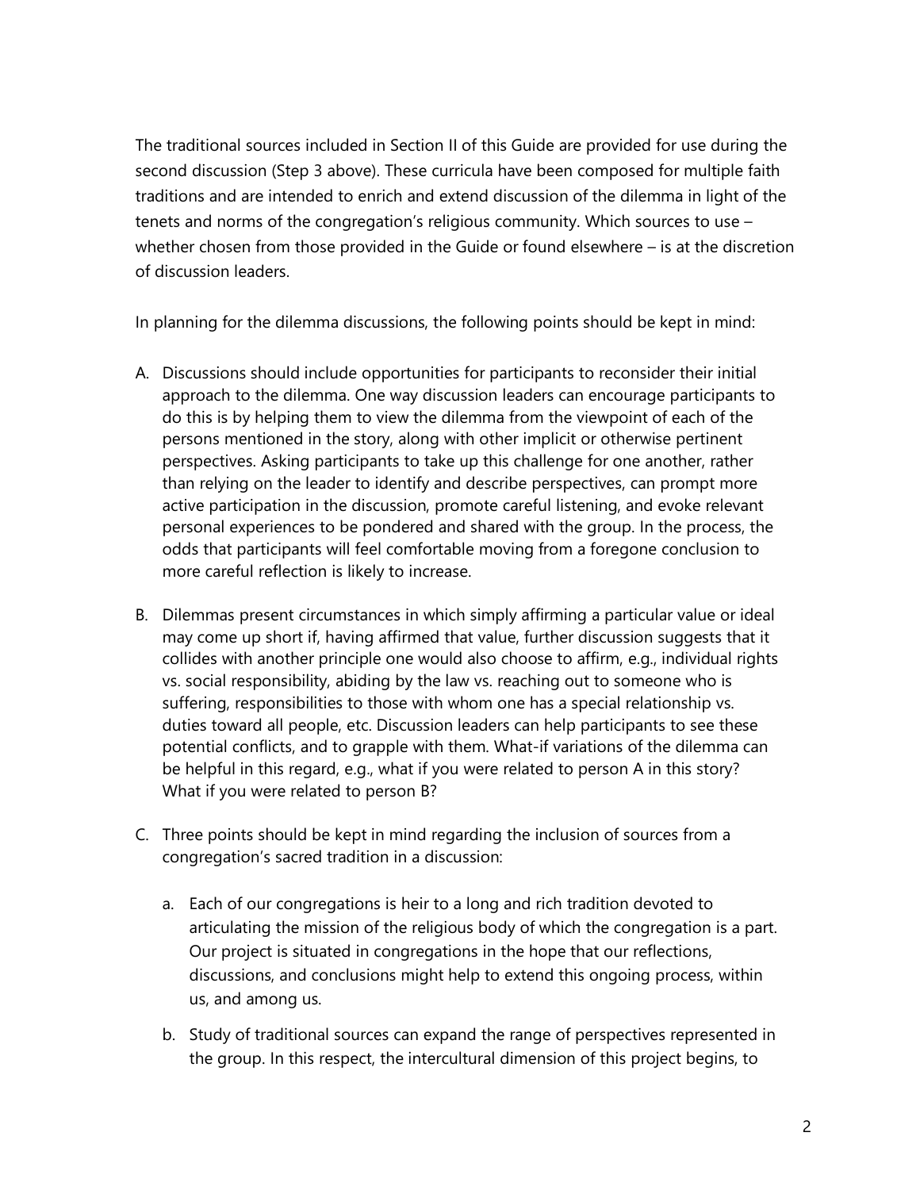The traditional sources included in Section II of this Guide are provided for use during the second discussion (Step 3 above). These curricula have been composed for multiple faith traditions and are intended to enrich and extend discussion of the dilemma in light of the tenets and norms of the congregation's religious community. Which sources to use – whether chosen from those provided in the Guide or found elsewhere – is at the discretion of discussion leaders.

In planning for the dilemma discussions, the following points should be kept in mind:

A. Discussions should include opportunities for participants to reconsider their initial approach to the dilemma. One way discussion leaders can encourage participants to do this is by helping them to view the dilemma from the viewpoint of each of the persons mentioned in the story, along with other implicit or otherwise pertinent perspectives. Asking participants to take up this challenge for one another, rather than relying on the leader to identify and describe perspectives, can prompt more active participation in the discussion, promote careful listening, and evoke relevant personal experiences to be pondered and shared with the group. In the process, the odds that participants will feel comfortable moving from a foregone conclusion to more careful reflection is likely to increase.

B. Dilemmas present circumstances in which simply affirming a particular value or ideal may come up short if, having affirmed that value, further discussion suggests that it collides with another principle one would also choose to affirm, e.g., individual rights vs. social responsibility, abiding by the law vs. reaching out to someone who is suffering, responsibilities to those with whom one has a special relationship vs. duties toward all people, etc. Discussion leaders can help participants to see these potential conflicts, and to grapple with them. What-if variations of the dilemma can be helpful in this regard, e.g., what if you were related to person A in this story? What if you were related to person B?

C. Three points should be kept in mind regarding the inclusion of sources from a congregation's sacred tradition in a discussion:

   a. Each of our congregations is heir to a long and rich tradition devoted to articulating the mission of the religious body of which the congregation is a part. Our project is situated in congregations in the hope that our reflections, discussions, and conclusions might help to extend this ongoing process, within us, and among us.

   b. Study of traditional sources can expand the range of perspectives represented in the group. In this respect, the intercultural dimension of this project begins, to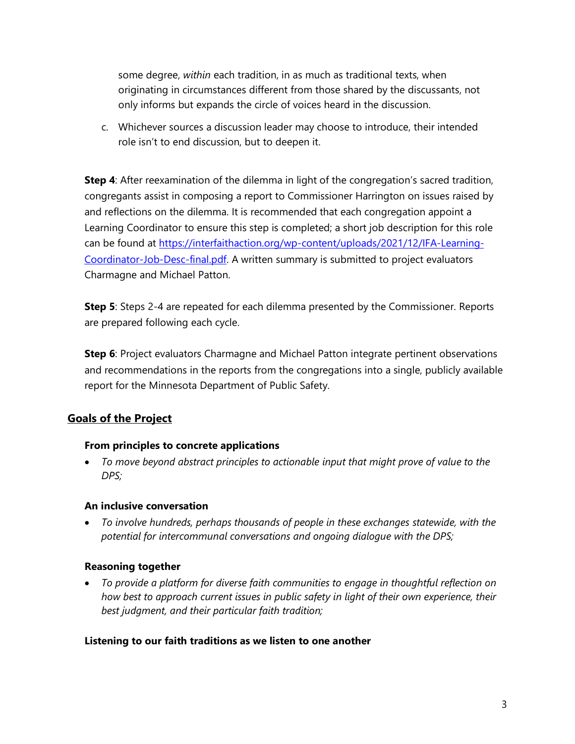some degree, *within* each tradition, in as much as traditional texts, when originating in circumstances different from those shared by the discussants, not only informs but expands the circle of voices heard in the discussion.

c. Whichever sources a discussion leader may choose to introduce, their intended role isn't to end discussion, but to deepen it.

**Step 4**: After reexamination of the dilemma in light of the congregation's sacred tradition, congregants assist in composing a report to Commissioner Harrington on issues raised by and reflections on the dilemma. It is recommended that each congregation appoint a Learning Coordinator to ensure this step is completed; a short job description for this role can be found at [https://interfaithaction.org/wp-content/uploads/2021/12/IFA-Learning-Coordinator-Job-Desc-final.pdf](https://interfaithaction.org/wp-content/uploads/2021/12/IFA-Learning-Coordinator-Job-Desc-final.pdf). A written summary is submitted to project evaluators Charmagne and Michael Patton.

**Step 5**: Steps 2-4 are repeated for each dilemma presented by the Commissioner. Reports are prepared following each cycle.

**Step 6**: Project evaluators Charmagne and Michael Patton integrate pertinent observations and recommendations in the reports from the congregations into a single, publicly available report for the Minnesota Department of Public Safety.

## Goals of the Project

### From principles to concrete applications

- *To move beyond abstract principles to actionable input that might prove of value to the DPS;*

### An inclusive conversation

- *To involve hundreds, perhaps thousands of people in these exchanges statewide, with the potential for intercommunal conversations and ongoing dialogue with the DPS;*

### Reasoning together

- *To provide a platform for diverse faith communities to engage in thoughtful reflection on how best to approach current issues in public safety in light of their own experience, their best judgment, and their particular faith tradition;*

### Listening to our faith traditions as we listen to one another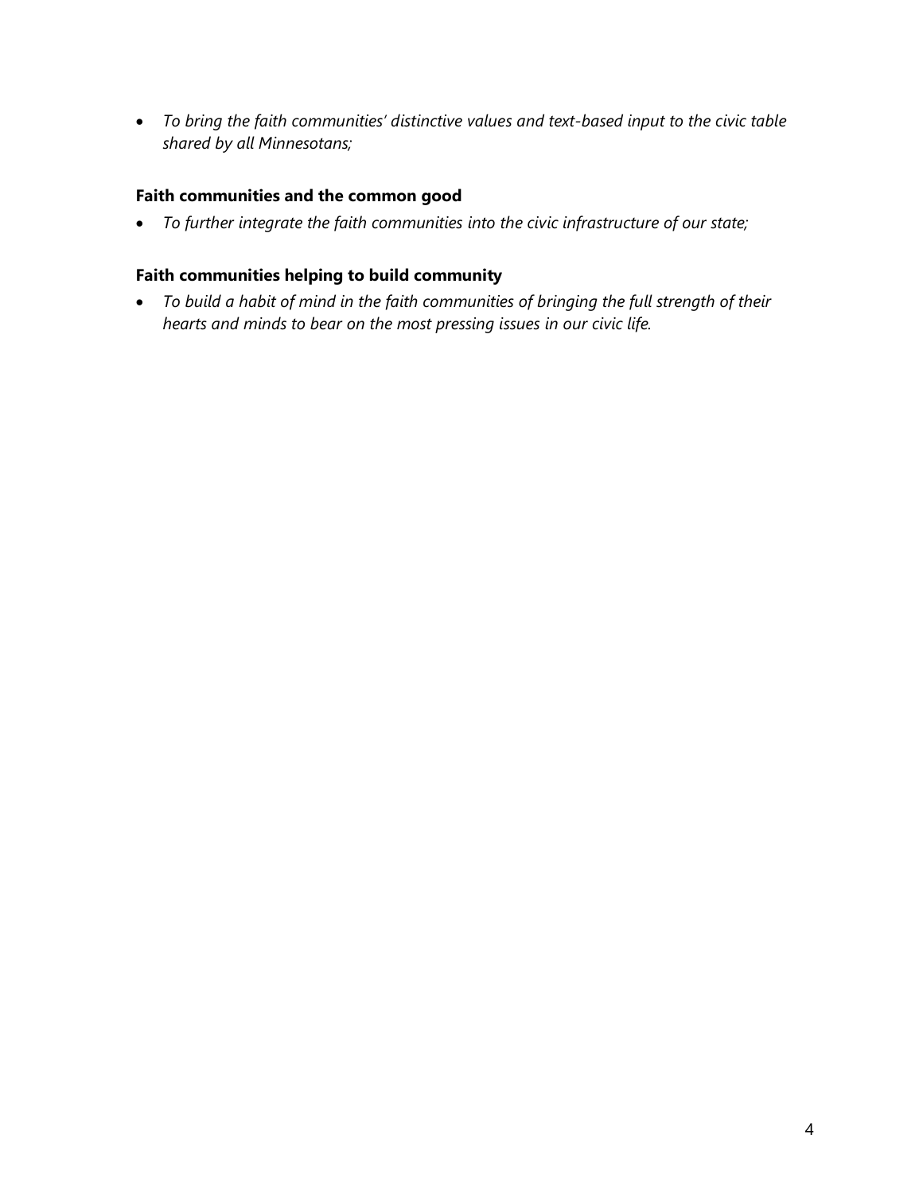- *To bring the faith communities' distinctive values and text-based input to the civic table shared by all Minnesotans;*

**Faith communities and the common good**

- *To further integrate the faith communities into the civic infrastructure of our state;*

**Faith communities helping to build community**

- *To build a habit of mind in the faith communities of bringing the full strength of their hearts and minds to bear on the most pressing issues in our civic life.*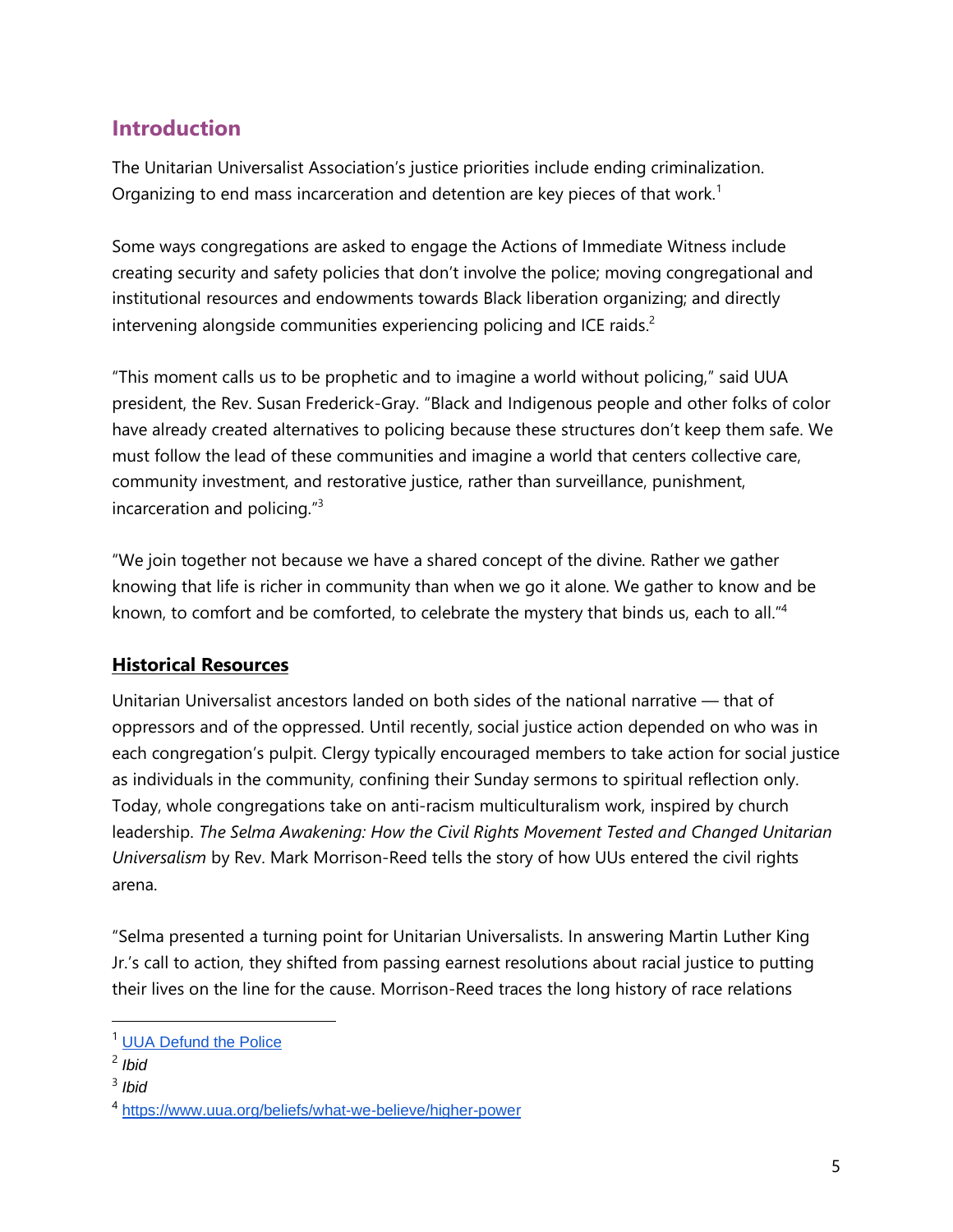## Introduction

The Unitarian Universalist Association's justice priorities include ending criminalization. Organizing to end mass incarceration and detention are key pieces of that work.[1]

Some ways congregations are asked to engage the Actions of Immediate Witness include creating security and safety policies that don't involve the police; moving congregational and institutional resources and endowments towards Black liberation organizing; and directly intervening alongside communities experiencing policing and ICE raids.[2]

"This moment calls us to be prophetic and to imagine a world without policing," said UUA president, the Rev. Susan Frederick-Gray. "Black and Indigenous people and other folks of color have already created alternatives to policing because these structures don't keep them safe. We must follow the lead of these communities and imagine a world that centers collective care, community investment, and restorative justice, rather than surveillance, punishment, incarceration and policing."[3]

"We join together not because we have a shared concept of the divine. Rather we gather knowing that life is richer in community than when we go it alone. We gather to know and be known, to comfort and be comforted, to celebrate the mystery that binds us, each to all."[4]

### **Historical Resources**

Unitarian Universalist ancestors landed on both sides of the national narrative — that of oppressors and of the oppressed. Until recently, social justice action depended on who was in each congregation's pulpit. Clergy typically encouraged members to take action for social justice as individuals in the community, confining their Sunday sermons to spiritual reflection only. Today, whole congregations take on anti-racism multiculturalism work, inspired by church leadership. *The Selma Awakening: How the Civil Rights Movement Tested and Changed Unitarian Universalism* by Rev. Mark Morrison-Reed tells the story of how UUs entered the civil rights arena.

"Selma presented a turning point for Unitarian Universalists. In answering Martin Luther King Jr.'s call to action, they shifted from passing earnest resolutions about racial justice to putting their lives on the line for the cause. Morrison-Reed traces the long history of race relations

---

[1] UUA Defund the Police

[2] *Ibid*

[3] *Ibid*

[4] https://www.uua.org/beliefs/what-we-believe/higher-power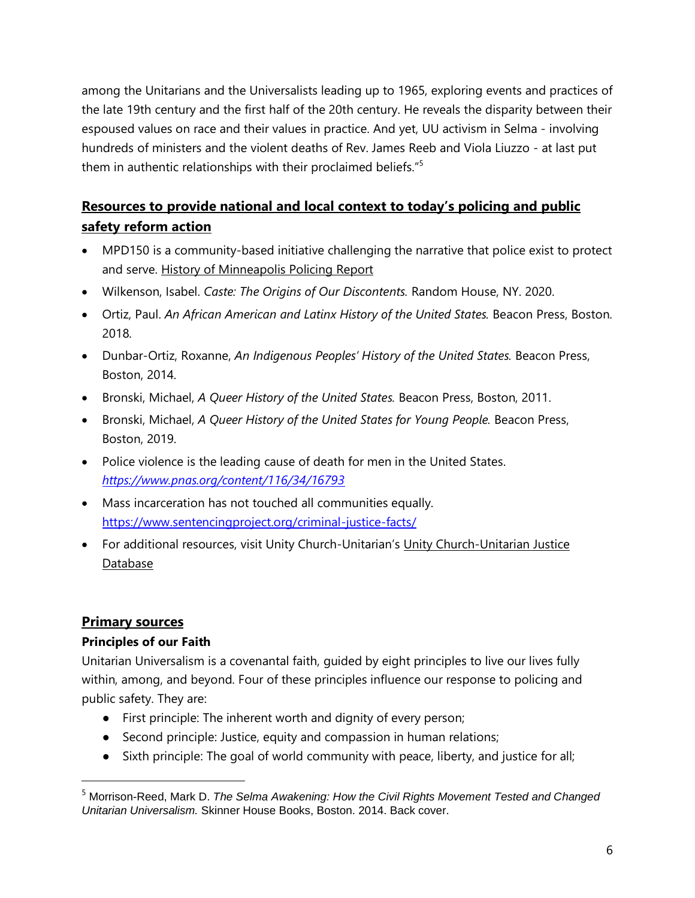among the Unitarians and the Universalists leading up to 1965, exploring events and practices of the late 19th century and the first half of the 20th century. He reveals the disparity between their espoused values on race and their values in practice. And yet, UU activism in Selma - involving hundreds of ministers and the violent deaths of Rev. James Reeb and Viola Liuzzo - at last put them in authentic relationships with their proclaimed beliefs."[5]

## Resources to provide national and local context to today's policing and public safety reform action

- MPD150 is a community-based initiative challenging the narrative that police exist to protect and serve. History of Minneapolis Policing Report
- Wilkenson, Isabel. *Caste: The Origins of Our Discontents.* Random House, NY. 2020.
- Ortiz, Paul. *An African American and Latinx History of the United States.* Beacon Press, Boston. 2018.
- Dunbar-Ortiz, Roxanne, *An Indigenous Peoples' History of the United States.* Beacon Press, Boston, 2014.
- Bronski, Michael, *A Queer History of the United States.* Beacon Press, Boston, 2011.
- Bronski, Michael, *A Queer History of the United States for Young People.* Beacon Press, Boston, 2019.
- Police violence is the leading cause of death for men in the United States. *https://www.pnas.org/content/116/34/16793*
- Mass incarceration has not touched all communities equally. https://www.sentencingproject.org/criminal-justice-facts/
- For additional resources, visit Unity Church-Unitarian's Unity Church-Unitarian Justice Database

## Primary sources

### Principles of our Faith

Unitarian Universalism is a covenantal faith, guided by eight principles to live our lives fully within, among, and beyond. Four of these principles influence our response to policing and public safety. They are:

- First principle: The inherent worth and dignity of every person;
- Second principle: Justice, equity and compassion in human relations;
- Sixth principle: The goal of world community with peace, liberty, and justice for all;

[5] Morrison-Reed, Mark D. *The Selma Awakening: How the Civil Rights Movement Tested and Changed Unitarian Universalism.* Skinner House Books, Boston. 2014. Back cover.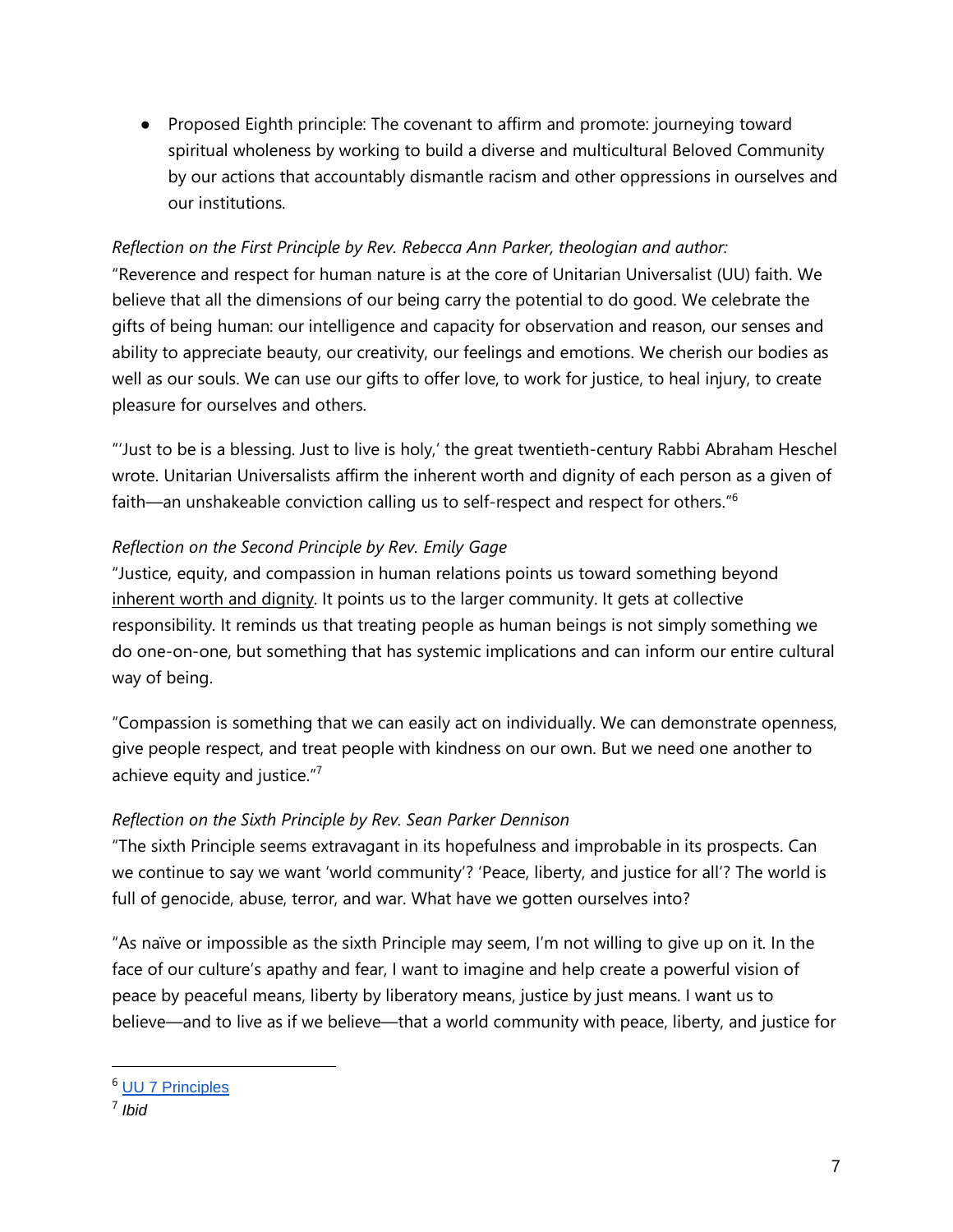- Proposed Eighth principle: The covenant to affirm and promote: journeying toward spiritual wholeness by working to build a diverse and multicultural Beloved Community by our actions that accountably dismantle racism and other oppressions in ourselves and our institutions.

*Reflection on the First Principle by Rev. Rebecca Ann Parker, theologian and author:*
"Reverence and respect for human nature is at the core of Unitarian Universalist (UU) faith. We believe that all the dimensions of our being carry the potential to do good. We celebrate the gifts of being human: our intelligence and capacity for observation and reason, our senses and ability to appreciate beauty, our creativity, our feelings and emotions. We cherish our bodies as well as our souls. We can use our gifts to offer love, to work for justice, to heal injury, to create pleasure for ourselves and others.

"'Just to be is a blessing. Just to live is holy,' the great twentieth-century Rabbi Abraham Heschel wrote. Unitarian Universalists affirm the inherent worth and dignity of each person as a given of faith—an unshakeable conviction calling us to self-respect and respect for others."[6]

*Reflection on the Second Principle by Rev. Emily Gage*
"Justice, equity, and compassion in human relations points us toward something beyond inherent worth and dignity. It points us to the larger community. It gets at collective responsibility. It reminds us that treating people as human beings is not simply something we do one-on-one, but something that has systemic implications and can inform our entire cultural way of being.

"Compassion is something that we can easily act on individually. We can demonstrate openness, give people respect, and treat people with kindness on our own. But we need one another to achieve equity and justice."[7]

*Reflection on the Sixth Principle by Rev. Sean Parker Dennison*
"The sixth Principle seems extravagant in its hopefulness and improbable in its prospects. Can we continue to say we want 'world community'? 'Peace, liberty, and justice for all'? The world is full of genocide, abuse, terror, and war. What have we gotten ourselves into?

"As naïve or impossible as the sixth Principle may seem, I'm not willing to give up on it. In the face of our culture's apathy and fear, I want to imagine and help create a powerful vision of peace by peaceful means, liberty by liberatory means, justice by just means. I want us to believe—and to live as if we believe—that a world community with peace, liberty, and justice for

---

[6] UU 7 Principles

[7] *Ibid*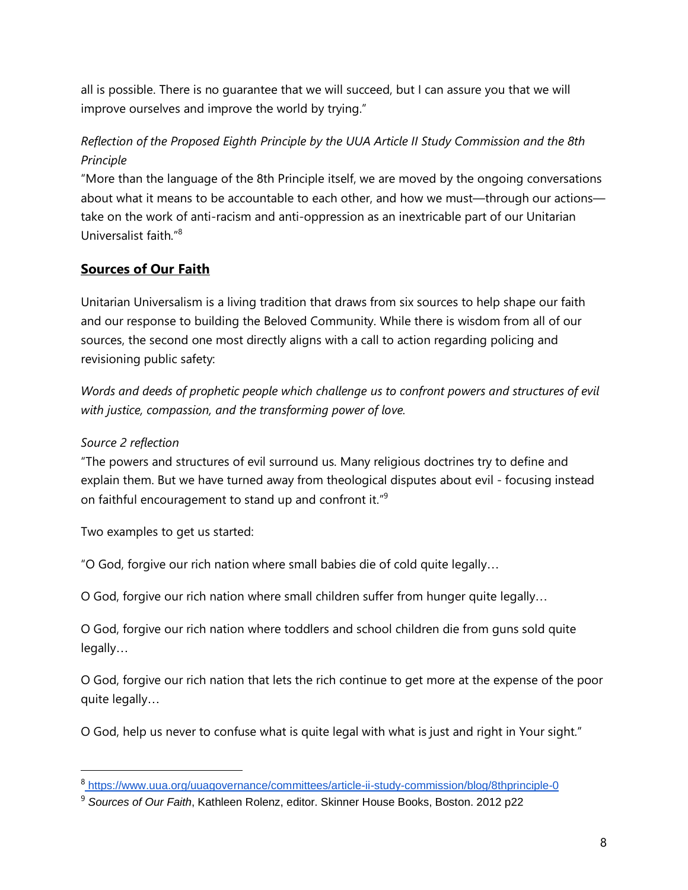all is possible. There is no guarantee that we will succeed, but I can assure you that we will improve ourselves and improve the world by trying."

*Reflection of the Proposed Eighth Principle by the UUA Article II Study Commission and the 8th Principle*

"More than the language of the 8th Principle itself, we are moved by the ongoing conversations about what it means to be accountable to each other, and how we must—through our actions—take on the work of anti-racism and anti-oppression as an inextricable part of our Unitarian Universalist faith."[8]

## **Sources of Our Faith**

Unitarian Universalism is a living tradition that draws from six sources to help shape our faith and our response to building the Beloved Community. While there is wisdom from all of our sources, the second one most directly aligns with a call to action regarding policing and revisioning public safety:

*Words and deeds of prophetic people which challenge us to confront powers and structures of evil with justice, compassion, and the transforming power of love.*

*Source 2 reflection*

"The powers and structures of evil surround us. Many religious doctrines try to define and explain them. But we have turned away from theological disputes about evil - focusing instead on faithful encouragement to stand up and confront it."[9]

Two examples to get us started:

"O God, forgive our rich nation where small babies die of cold quite legally…

O God, forgive our rich nation where small children suffer from hunger quite legally…

O God, forgive our rich nation where toddlers and school children die from guns sold quite legally…

O God, forgive our rich nation that lets the rich continue to get more at the expense of the poor quite legally…

O God, help us never to confuse what is quite legal with what is just and right in Your sight."

---

[8] https://www.uua.org/uuagovernance/committees/article-ii-study-commission/blog/8thprinciple-0

[9] *Sources of Our Faith*, Kathleen Rolenz, editor. Skinner House Books, Boston. 2012 p22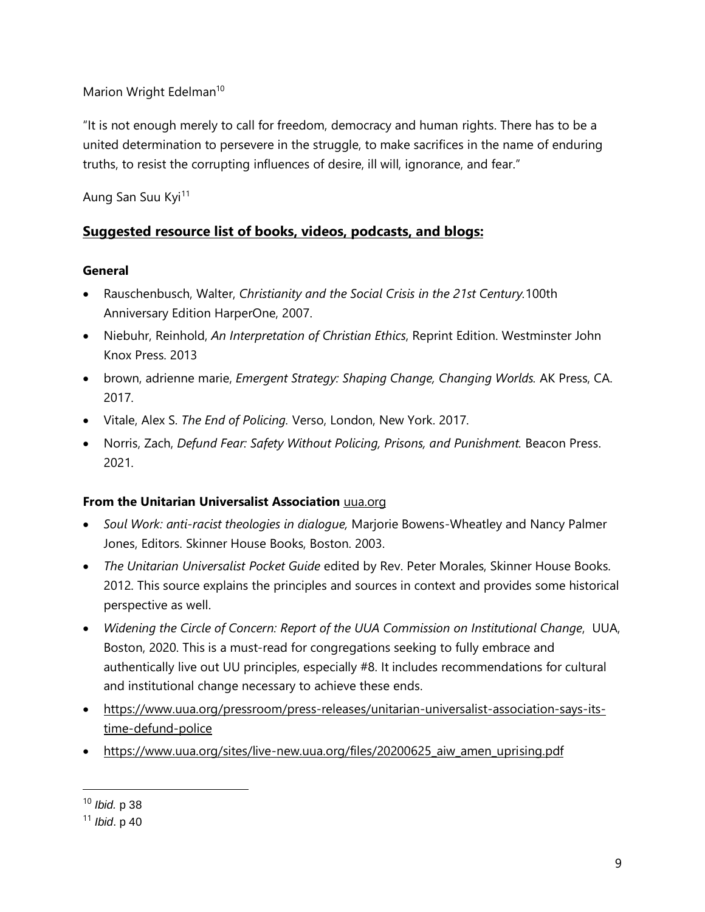Marion Wright Edelman[10]

"It is not enough merely to call for freedom, democracy and human rights. There has to be a united determination to persevere in the struggle, to make sacrifices in the name of enduring truths, to resist the corrupting influences of desire, ill will, ignorance, and fear."

Aung San Suu Kyi[11]

## **Suggested resource list of books, videos, podcasts, and blogs:**

### General

- Rauschenbusch, Walter, *Christianity and the Social Crisis in the 21st Century.*100th Anniversary Edition HarperOne, 2007.
- Niebuhr, Reinhold, *An Interpretation of Christian Ethics*, Reprint Edition. Westminster John Knox Press. 2013
- brown, adrienne marie, *Emergent Strategy: Shaping Change, Changing Worlds.* AK Press, CA. 2017.
- Vitale, Alex S. *The End of Policing.* Verso, London, New York. 2017.
- Norris, Zach, *Defund Fear: Safety Without Policing, Prisons, and Punishment.* Beacon Press. 2021.

### From the Unitarian Universalist Association uua.org

- *Soul Work: anti-racist theologies in dialogue,* Marjorie Bowens-Wheatley and Nancy Palmer Jones, Editors. Skinner House Books, Boston. 2003.
- *The Unitarian Universalist Pocket Guide* edited by Rev. Peter Morales, Skinner House Books. 2012. This source explains the principles and sources in context and provides some historical perspective as well.
- *Widening the Circle of Concern: Report of the UUA Commission on Institutional Change*, UUA, Boston, 2020. This is a must-read for congregations seeking to fully embrace and authentically live out UU principles, especially #8. It includes recommendations for cultural and institutional change necessary to achieve these ends.
- https://www.uua.org/pressroom/press-releases/unitarian-universalist-association-says-its-time-defund-police
- https://www.uua.org/sites/live-new.uua.org/files/20200625_aiw_amen_uprising.pdf

---

[10] *Ibid.* p 38

[11] *Ibid*. p 40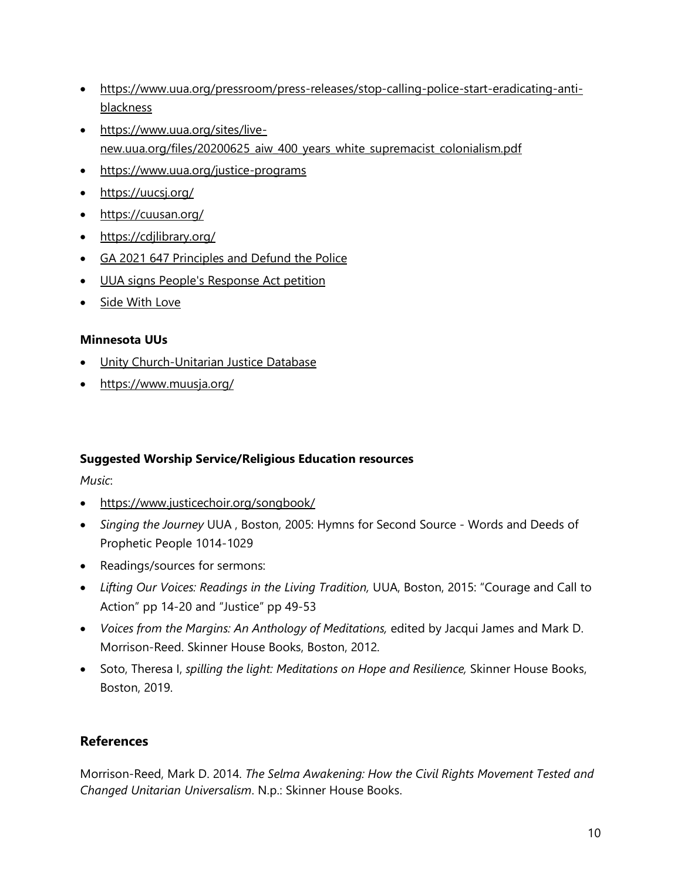- https://www.uua.org/pressroom/press-releases/stop-calling-police-start-eradicating-anti-blackness
- https://www.uua.org/sites/live-new.uua.org/files/20200625_aiw_400_years_white_supremacist_colonialism.pdf
- https://www.uua.org/justice-programs
- https://uucsj.org/
- https://cuusan.org/
- https://cdjlibrary.org/
- GA 2021 647 Principles and Defund the Police
- UUA signs People's Response Act petition
- Side With Love

**Minnesota UUs**

- Unity Church-Unitarian Justice Database
- https://www.muusja.org/

**Suggested Worship Service/Religious Education resources**

*Music*:

- https://www.justicechoir.org/songbook/
- *Singing the Journey* UUA , Boston, 2005: Hymns for Second Source - Words and Deeds of Prophetic People 1014-1029
- Readings/sources for sermons:
- *Lifting Our Voices: Readings in the Living Tradition,* UUA, Boston, 2015: "Courage and Call to Action" pp 14-20 and "Justice" pp 49-53
- *Voices from the Margins: An Anthology of Meditations,* edited by Jacqui James and Mark D. Morrison-Reed. Skinner House Books, Boston, 2012.
- Soto, Theresa I, *spilling the light: Meditations on Hope and Resilience,* Skinner House Books, Boston, 2019.

## References

Morrison-Reed, Mark D. 2014. *The Selma Awakening: How the Civil Rights Movement Tested and Changed Unitarian Universalism*. N.p.: Skinner House Books.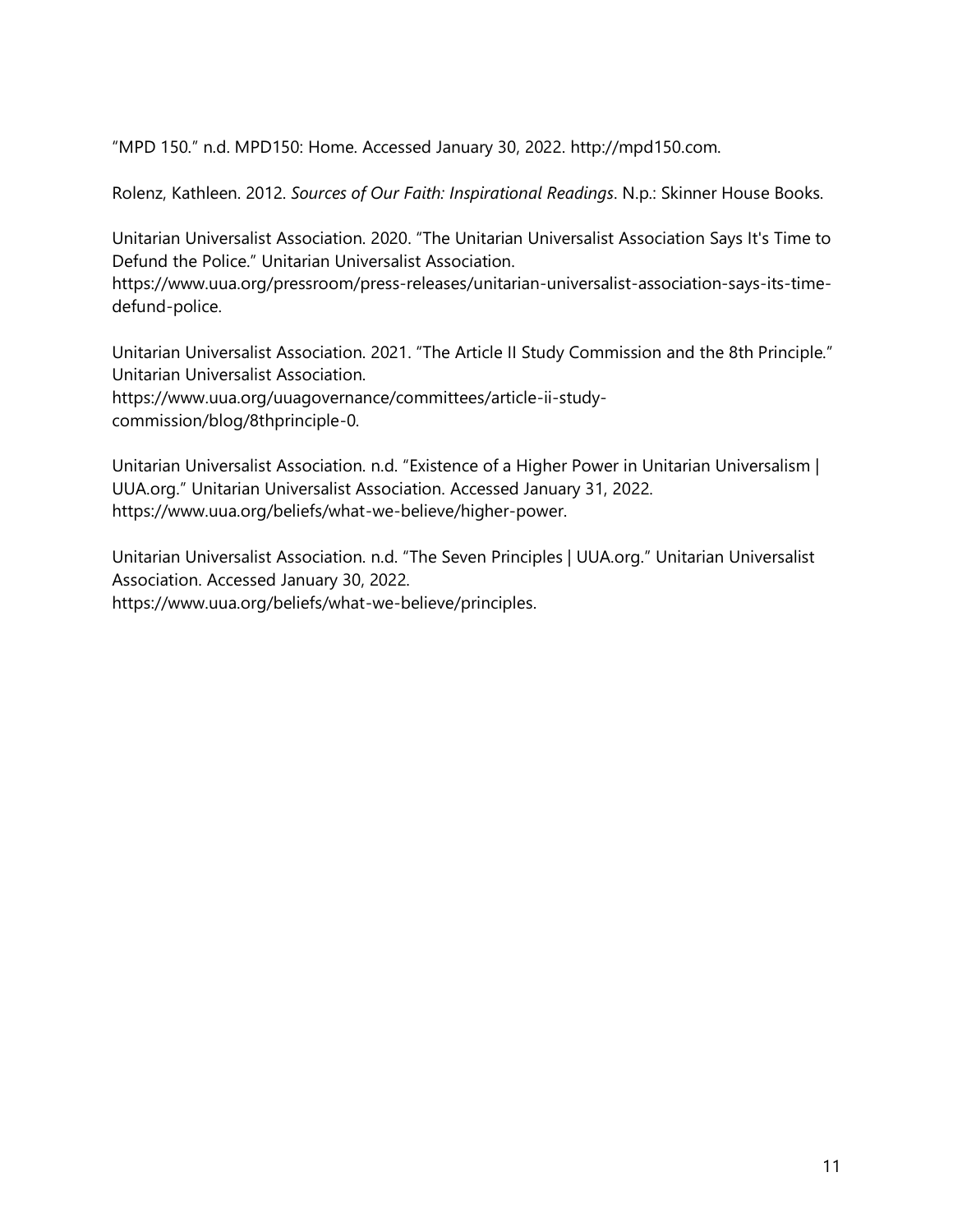"MPD 150." n.d. MPD150: Home. Accessed January 30, 2022. http://mpd150.com.

Rolenz, Kathleen. 2012. *Sources of Our Faith: Inspirational Readings*. N.p.: Skinner House Books.

Unitarian Universalist Association. 2020. "The Unitarian Universalist Association Says It's Time to Defund the Police." Unitarian Universalist Association. https://www.uua.org/pressroom/press-releases/unitarian-universalist-association-says-its-time-defund-police.

Unitarian Universalist Association. 2021. "The Article II Study Commission and the 8th Principle." Unitarian Universalist Association. https://www.uua.org/uuagovernance/committees/article-ii-study-commission/blog/8thprinciple-0.

Unitarian Universalist Association. n.d. "Existence of a Higher Power in Unitarian Universalism | UUA.org." Unitarian Universalist Association. Accessed January 31, 2022. https://www.uua.org/beliefs/what-we-believe/higher-power.

Unitarian Universalist Association. n.d. "The Seven Principles | UUA.org." Unitarian Universalist Association. Accessed January 30, 2022. https://www.uua.org/beliefs/what-we-believe/principles.